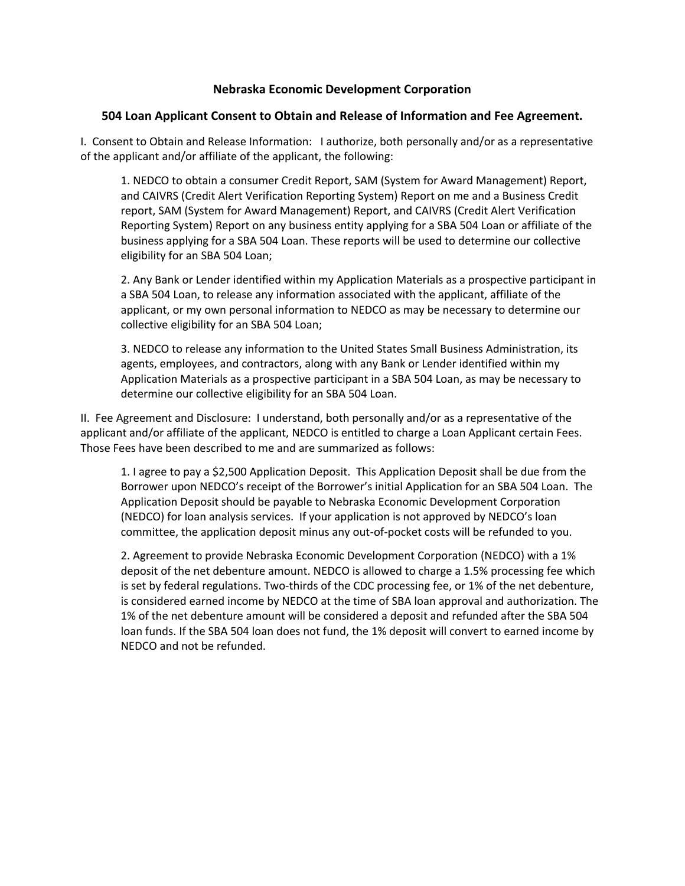# Nebraska Economic Development Corporation

## 504 Loan Applicant Consent to Obtain and Release of Information and Fee Agreement.

I. Consent to Obtain and Release Information: I authorize, both personally and/or as a representative of the applicant and/or affiliate of the applicant, the following:

1. NEDCO to obtain a consumer Credit Report, SAM (System for Award Management) Report, and CAIVRS (Credit Alert Verification Reporting System) Report on me and a Business Credit report, SAM (System for Award Management) Report, and CAIVRS (Credit Alert Verification Reporting System) Report on any business entity applying for a SBA 504 Loan or affiliate of the business applying for a SBA 504 Loan. These reports will be used to determine our collective eligibility for an SBA 504 Loan;

2. Any Bank or Lender identified within my Application Materials as a prospective participant in a SBA 504 Loan, to release any information associated with the applicant, affiliate of the applicant, or my own personal information to NEDCO as may be necessary to determine our collective eligibility for an SBA 504 Loan;

3. NEDCO to release any information to the United States Small Business Administration, its agents, employees, and contractors, along with any Bank or Lender identified within my Application Materials as a prospective participant in a SBA 504 Loan, as may be necessary to determine our collective eligibility for an SBA 504 Loan.

II. Fee Agreement and Disclosure: I understand, both personally and/or as a representative of the applicant and/or affiliate of the applicant, NEDCO is entitled to charge a Loan Applicant certain Fees. Those Fees have been described to me and are summarized as follows:

1. I agree to pay a $2,500 Application Deposit. This Application Deposit shall be due from the Borrower upon NEDCO's receipt of the Borrower's initial Application for an SBA 504 Loan. The Application Deposit should be payable to Nebraska Economic Development Corporation (NEDCO) for loan analysis services. If your application is not approved by NEDCO's loan committee, the application deposit minus any out-of-pocket costs will be refunded to you.

2. Agreement to provide Nebraska Economic Development Corporation (NEDCO) with a 1% deposit of the net debenture amount. NEDCO is allowed to charge a 1.5% processing fee which is set by federal regulations. Two-thirds of the CDC processing fee, or 1% of the net debenture, is considered earned income by NEDCO at the time of SBA loan approval and authorization. The 1% of the net debenture amount will be considered a deposit and refunded after the SBA 504 loan funds. If the SBA 504 loan does not fund, the 1% deposit will convert to earned income by NEDCO and not be refunded.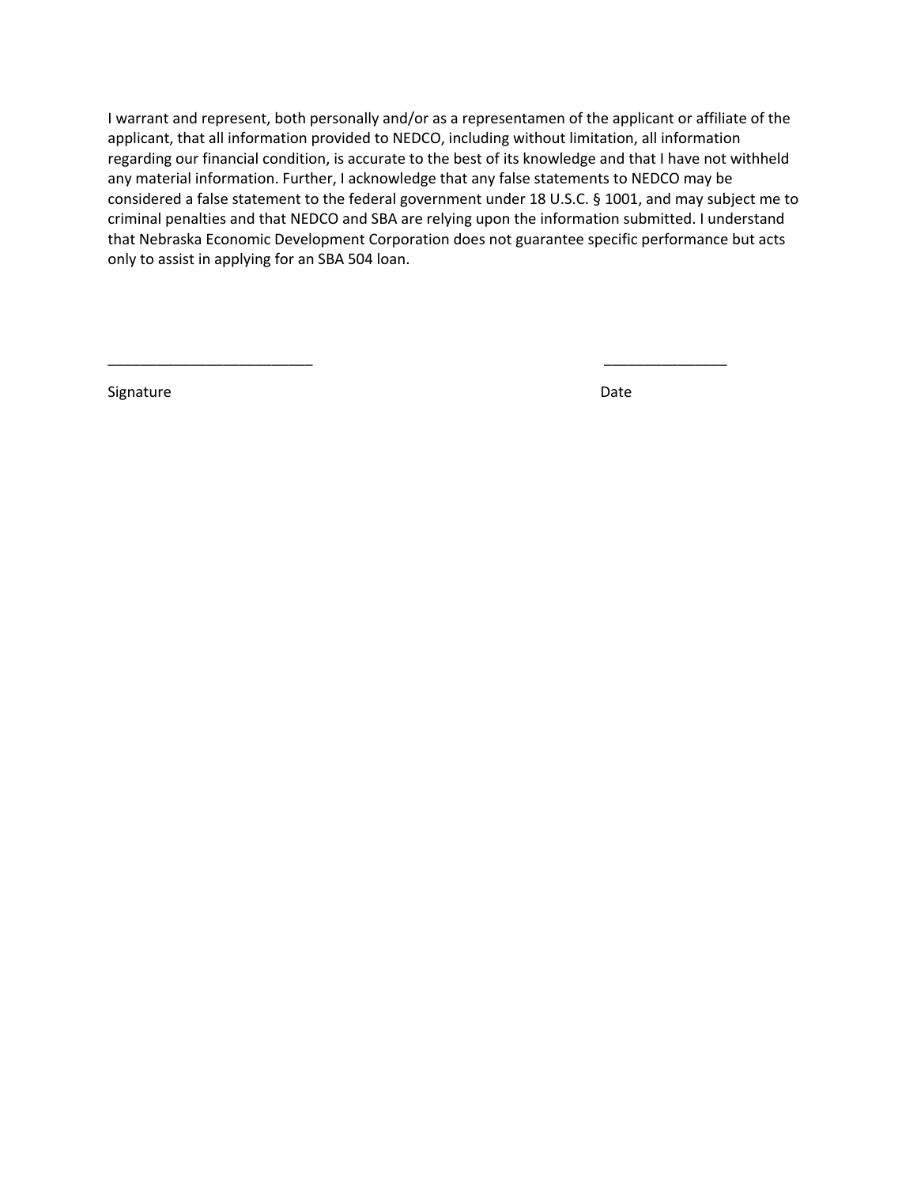I warrant and represent, both personally and/or as a representamen of the applicant or affiliate of the applicant, that all information provided to NEDCO, including without limitation, all information regarding our financial condition, is accurate to the best of its knowledge and that I have not withheld any material information. Further, I acknowledge that any false statements to NEDCO may be considered a false statement to the federal government under 18 U.S.C. § 1001, and may subject me to criminal penalties and that NEDCO and SBA are relying upon the information submitted. I understand that Nebraska Economic Development Corporation does not guarantee specific performance but acts only to assist in applying for an SBA 504 loan.

_________________________ _______________

Signature Date